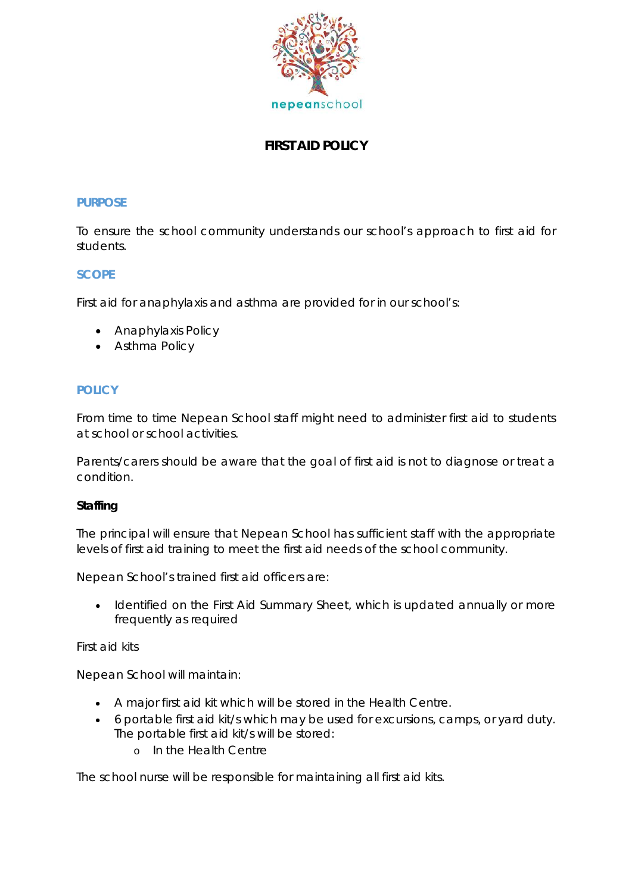nepeanschool

# FIRST AID POLICY

## PURPOSE

To ensure the school community understands our school's approach to first aid for students.

## SCOPE

First aid for anaphylaxis and asthma are provided for in our school's:

- Anaphylaxis Policy
- Asthma Policy

## POLICY

From time to time Nepean School staff might need to administer first aid to students at school or school activities.

Parents/carers should be aware that the goal of first aid is not to diagnose or treat a condition.

**Staffing**

The principal will ensure that Nepean School has sufficient staff with the appropriate levels of first aid training to meet the first aid needs of the school community.

Nepean School's trained first aid officers are:

- Identified on the First Aid Summary Sheet, which is updated annually or more frequently as required

First aid kits

Nepean School will maintain:

- A major first aid kit which will be stored in the Health Centre.
- 6 portable first aid kit/s which may be used for excursions, camps, or yard duty. The portable first aid kit/s will be stored:
  - In the Health Centre

The school nurse will be responsible for maintaining all first aid kits.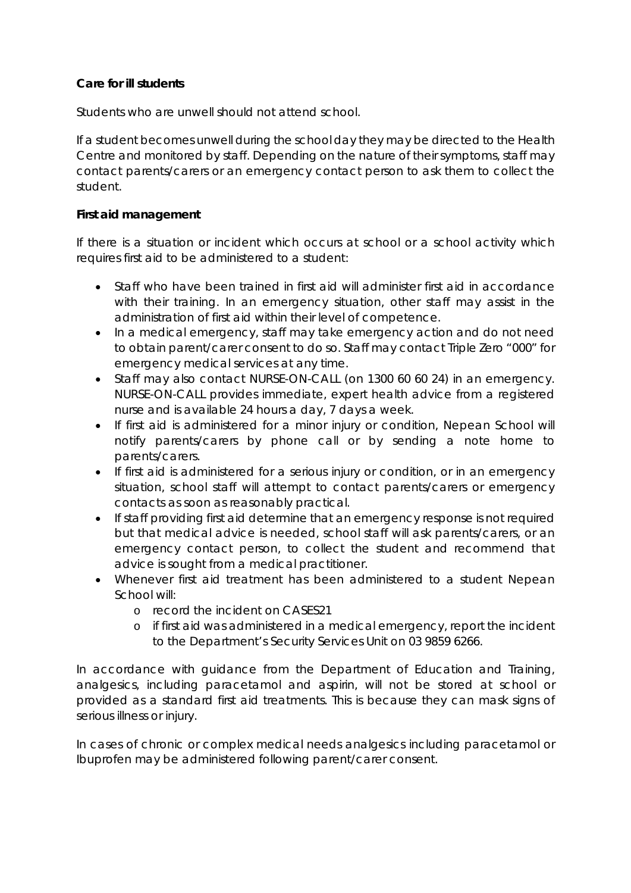**Care for ill students**

Students who are unwell should not attend school.

If a student becomes unwell during the school day they may be directed to the Health Centre and monitored by staff. Depending on the nature of their symptoms, staff may contact parents/carers or an emergency contact person to ask them to collect the student.

**First aid management**

If there is a situation or incident which occurs at school or a school activity which requires first aid to be administered to a student:

- Staff who have been trained in first aid will administer first aid in accordance with their training. In an emergency situation, other staff may assist in the administration of first aid within their level of competence.
- In a medical emergency, staff may take emergency action and do not need to obtain parent/carer consent to do so. Staff may contact Triple Zero "000" for emergency medical services at any time.
- Staff may also contact NURSE-ON-CALL (on 1300 60 60 24) in an emergency. NURSE-ON-CALL provides immediate, expert health advice from a registered nurse and is available 24 hours a day, 7 days a week.
- If first aid is administered for a minor injury or condition, Nepean School will notify parents/carers by phone call or by sending a note home to parents/carers.
- If first aid is administered for a serious injury or condition, or in an emergency situation, school staff will attempt to contact parents/carers or emergency contacts as soon as reasonably practical.
- If staff providing first aid determine that an emergency response is not required but that medical advice is needed, school staff will ask parents/carers, or an emergency contact person, to collect the student and recommend that advice is sought from a medical practitioner.
- Whenever first aid treatment has been administered to a student Nepean School will:
  - record the incident on CASES21
  - if first aid was administered in a medical emergency, report the incident to the Department's Security Services Unit on 03 9859 6266.

In accordance with guidance from the Department of Education and Training, analgesics, including paracetamol and aspirin, will not be stored at school or provided as a standard first aid treatments. This is because they can mask signs of serious illness or injury.

In cases of chronic or complex medical needs analgesics including paracetamol or Ibuprofen may be administered following parent/carer consent.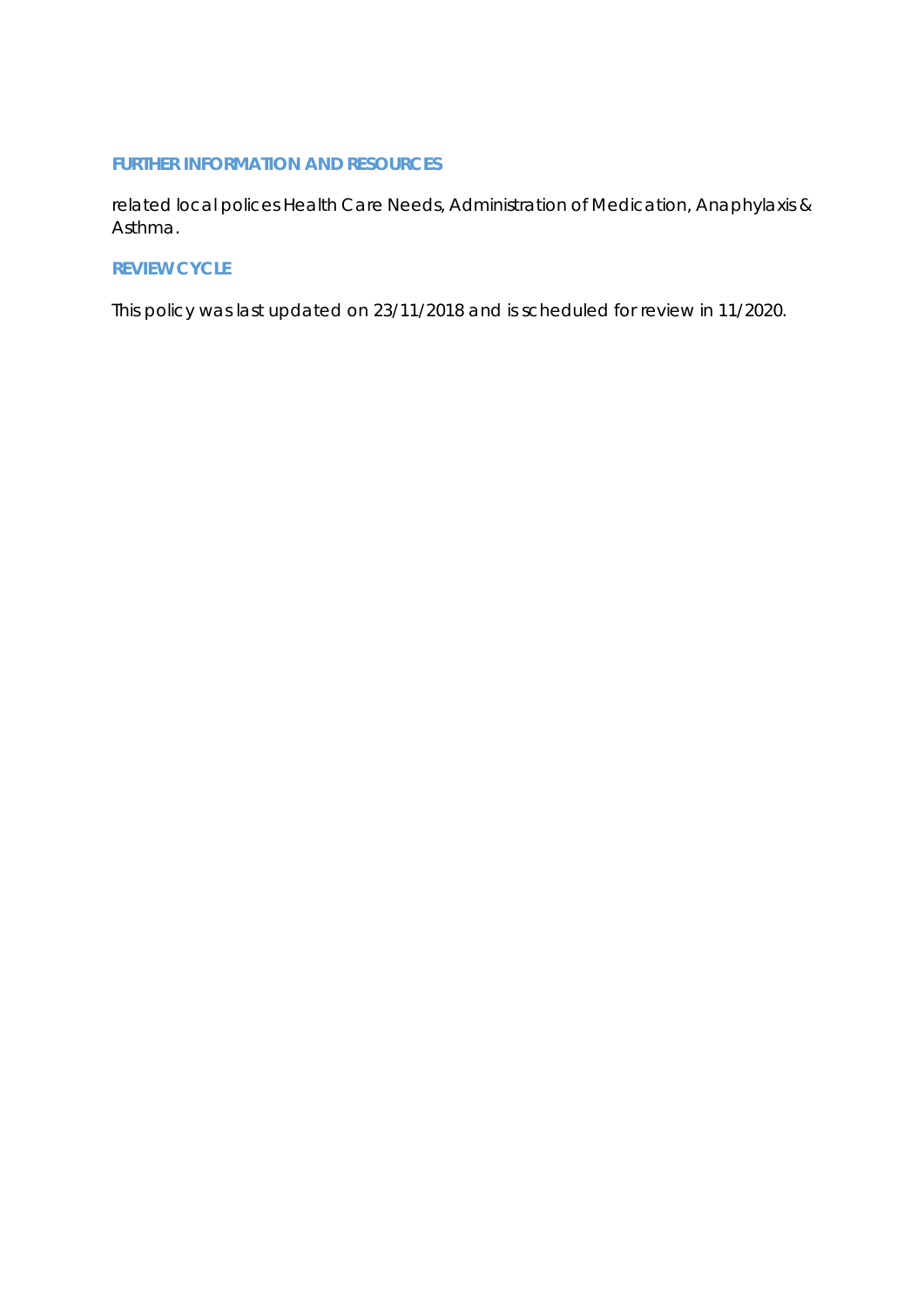## FURTHER INFORMATION AND RESOURCES

related local polices Health Care Needs, Administration of Medication, Anaphylaxis & Asthma.

## REVIEW CYCLE

This policy was last updated on 23/11/2018 and is scheduled for review in 11/2020.